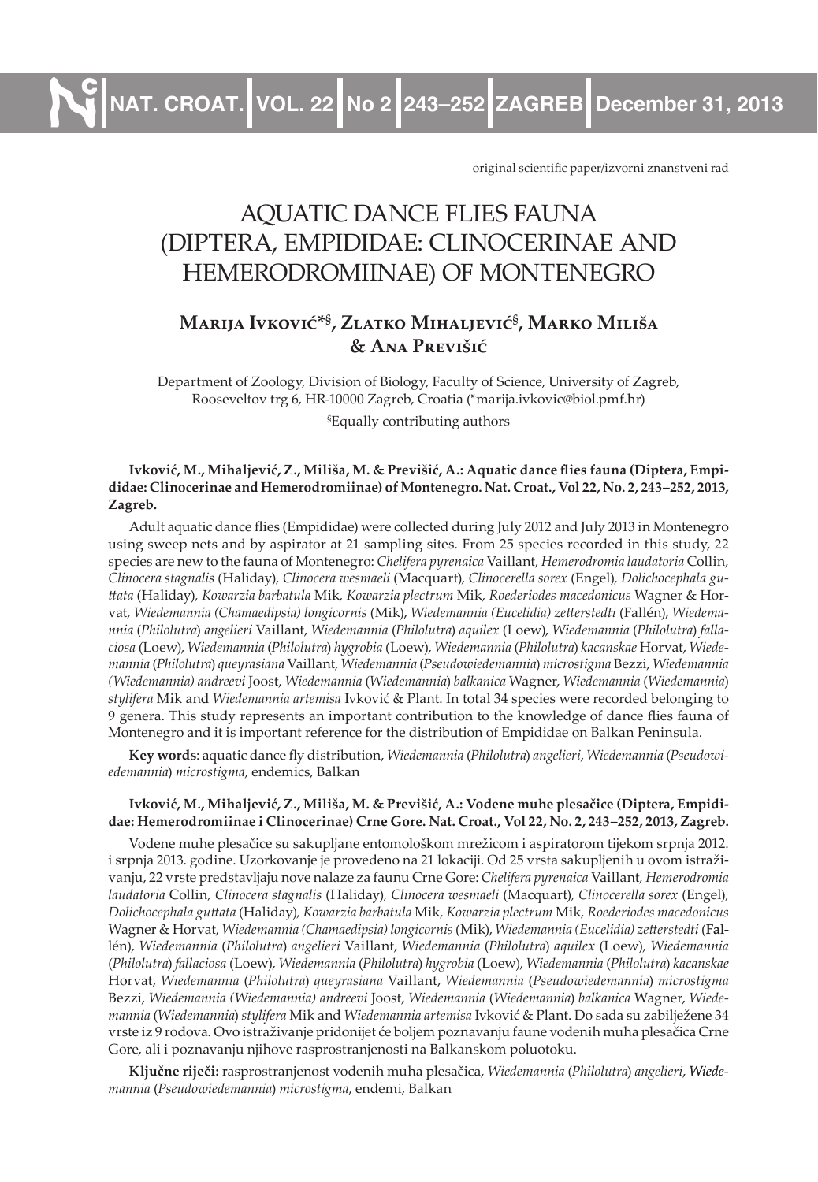original scientific paper/izvorni znanstveni rad

# AQUATIC DANCE FLIES FAUNA (DIPTERA, EMPIDIDAE: CLINOCERINAE AND HEMERODROMIINAE) OF MONTENEGRO

## Marija Ivković*§, Zlatko Mihaljević§, Marko Miliša & Ana Previšić

Department of Zoology, Division of Biology, Faculty of Science, University of Zagreb, Rooseveltov trg 6, HR-10000 Zagreb, Croatia (*marija.ivkovic@biol.pmf.hr)

§Equally contributing authors

**Ivković, M., Mihaljević, Z., Miliša, M. & Previšić, A.: Aquatic dance flies fauna (Diptera, Empididae: Clinocerinae and Hemerodromiinae) of Montenegro. Nat. Croat., Vol 22, No. 2, 243–252, 2013, Zagreb.**

Adult aquatic dance flies (Empididae) were collected during July 2012 and July 2013 in Montenegro using sweep nets and by aspirator at 21 sampling sites. From 25 species recorded in this study, 22 species are new to the fauna of Montenegro: *Chelifera pyrenaica* Vaillant, *Hemerodromia laudatoria* Collin, *Clinocera stagnalis* (Haliday), *Clinocera wesmaeli* (Macquart), *Clinocerella sorex* (Engel), *Dolichocephala guttata* (Haliday), *Kowarzia barbatula* Mik, *Kowarzia plectrum* Mik, *Roederiodes macedonicus* Wagner & Horvat, *Wiedemannia (Chamaedipsia) longicornis* (Mik), *Wiedemannia (Eucelidia) zetterstedti* (Fallén), *Wiedemannia* (*Philolutra*) *angelieri* Vaillant, *Wiedemannia* (*Philolutra*) *aquilex* (Loew), *Wiedemannia* (*Philolutra*) *fallaciosa* (Loew), *Wiedemannia* (*Philolutra*) *hygrobia* (Loew), *Wiedemannia* (*Philolutra*) *kacanskae* Horvat, *Wiedemannia* (*Philolutra*) *queyrasiana* Vaillant, *Wiedemannia* (*Pseudowiedemannia*) *microstigma* Bezzi, *Wiedemannia (Wiedemannia) andreevi* Joost, *Wiedemannia* (*Wiedemannia*) *balkanica* Wagner, *Wiedemannia* (*Wiedemannia*) *stylifera* Mik and *Wiedemannia artemisa* Ivković & Plant. In total 34 species were recorded belonging to 9 genera. This study represents an important contribution to the knowledge of dance flies fauna of Montenegro and it is important reference for the distribution of Empididae on Balkan Peninsula.

**Key words**: aquatic dance fly distribution, *Wiedemannia* (*Philolutra*) *angelieri*, *Wiedemannia* (*Pseudowiedemannia*) *microstigma*, endemics, Balkan

**Ivković, M., Mihaljević, Z., Miliša, M. & Previšić, A.: Vodene muhe plesačice (Diptera, Empididae: Hemerodromiinae i Clinocerinae) Crne Gore. Nat. Croat., Vol 22, No. 2, 243–252, 2013, Zagreb.**

Vodene muhe plesačice su sakupljane entomološkom mrežicom i aspiratorom tijekom srpnja 2012. i srpnja 2013. godine. Uzorkovanje je provedeno na 21 lokaciji. Od 25 vrsta sakupljenih u ovom istraživanju, 22 vrste predstavljaju nove nalaze za faunu Crne Gore: *Chelifera pyrenaica* Vaillant, *Hemerodromia laudatoria* Collin, *Clinocera stagnalis* (Haliday), *Clinocera wesmaeli* (Macquart), *Clinocerella sorex* (Engel), *Dolichocephala guttata* (Haliday), *Kowarzia barbatula* Mik, *Kowarzia plectrum* Mik, *Roederiodes macedonicus* Wagner & Horvat, *Wiedemannia (Chamaedipsia) longicornis* (Mik), *Wiedemannia (Eucelidia) zetterstedti* (Fallén), *Wiedemannia* (*Philolutra*) *angelieri* Vaillant, *Wiedemannia* (*Philolutra*) *aquilex* (Loew), *Wiedemannia* (*Philolutra*) *fallaciosa* (Loew), *Wiedemannia* (*Philolutra*) *hygrobia* (Loew), *Wiedemannia* (*Philolutra*) *kacanskae* Horvat, *Wiedemannia* (*Philolutra*) *queyrasiana* Vaillant, *Wiedemannia* (*Pseudowiedemannia*) *microstigma* Bezzi, *Wiedemannia (Wiedemannia) andreevi* Joost, *Wiedemannia* (*Wiedemannia*) *balkanica* Wagner, *Wiedemannia* (*Wiedemannia*) *stylifera* Mik and *Wiedemannia artemisa* Ivković & Plant. Do sada su zabilježene 34 vrste iz 9 rodova. Ovo istraživanje pridonijet će boljem poznavanju faune vodenih muha plesačica Crne Gore, ali i poznavanju njihove rasprostranjenosti na Balkanskom poluotoku.

**Ključne riječi:** rasprostranjenost vodenih muha plesačica, *Wiedemannia* (*Philolutra*) *angelieri*, *Wiedemannia* (*Pseudowiedemannia*) *microstigma*, endemi, Balkan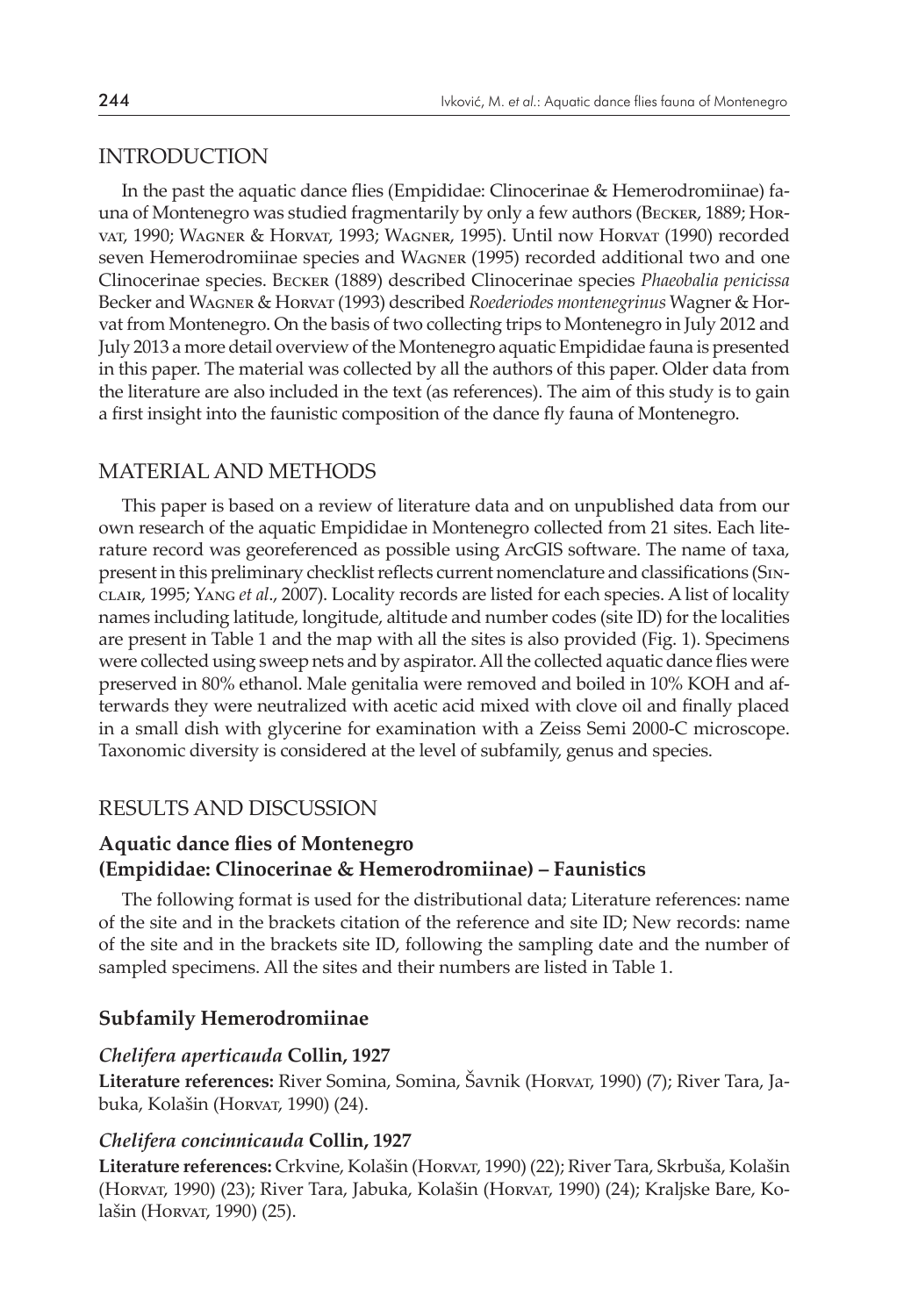## INTRODUCTION

In the past the aquatic dance flies (Empididae: Clinocerinae & Hemerodromiinae) fauna of Montenegro was studied fragmentarily by only a few authors (Becker, 1889; Horvat, 1990; Wagner & Horvat, 1993; Wagner, 1995). Until now Horvat (1990) recorded seven Hemerodromiinae species and Wagner (1995) recorded additional two and one Clinocerinae species. Becker (1889) described Clinocerinae species *Phaeobalia penicissa* Becker and Wagner & Horvat (1993) described *Roederiodes montenegrinus* Wagner & Horvat from Montenegro. On the basis of two collecting trips to Montenegro in July 2012 and July 2013 a more detail overview of the Montenegro aquatic Empididae fauna is presented in this paper. The material was collected by all the authors of this paper. Older data from the literature are also included in the text (as references). The aim of this study is to gain a first insight into the faunistic composition of the dance fly fauna of Montenegro.

## MATERIAL AND METHODS

This paper is based on a review of literature data and on unpublished data from our own research of the aquatic Empididae in Montenegro collected from 21 sites. Each literature record was georeferenced as possible using ArcGIS software. The name of taxa, present in this preliminary checklist reflects current nomenclature and classifications (Sinclair, 1995; Yang *et al*., 2007). Locality records are listed for each species. A list of locality names including latitude, longitude, altitude and number codes (site ID) for the localities are present in Table 1 and the map with all the sites is also provided (Fig. 1). Specimens were collected using sweep nets and by aspirator. All the collected aquatic dance flies were preserved in 80% ethanol. Male genitalia were removed and boiled in 10% KOH and afterwards they were neutralized with acetic acid mixed with clove oil and finally placed in a small dish with glycerine for examination with a Zeiss Semi 2000-C microscope. Taxonomic diversity is considered at the level of subfamily, genus and species.

## RESULTS AND DISCUSSION

### Aquatic dance flies of Montenegro (Empididae: Clinocerinae & Hemerodromiinae) – Faunistics

The following format is used for the distributional data; Literature references: name of the site and in the brackets citation of the reference and site ID; New records: name of the site and in the brackets site ID, following the sampling date and the number of sampled specimens. All the sites and their numbers are listed in Table 1.

### Subfamily Hemerodromiinae

#### *Chelifera aperticauda* Collin, 1927

**Literature references:** River Somina, Somina, Šavnik (Horvat, 1990) (7); River Tara, Jabuka, Kolašin (Horvat, 1990) (24).

#### *Chelifera concinnicauda* Collin, 1927

**Literature references:** Crkvine, Kolašin (Horvat, 1990) (22); River Tara, Skrbuša, Kolašin (Horvat, 1990) (23); River Tara, Jabuka, Kolašin (Horvat, 1990) (24); Kraljske Bare, Kolašin (Horvat, 1990) (25).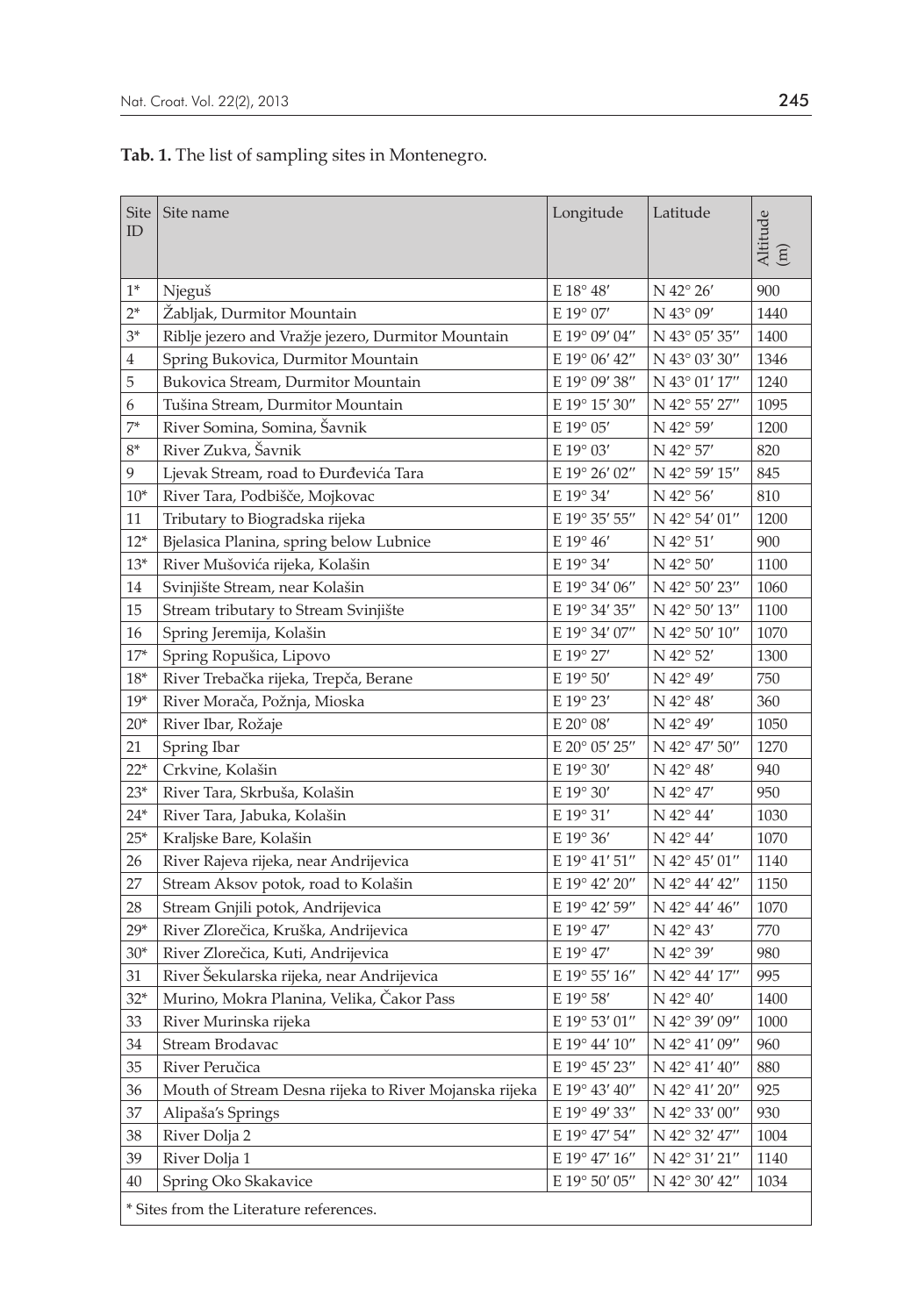**Tab. 1.** The list of sampling sites in Montenegro.

| Site ID | Site name | Longitude | Latitude | Altitude (m) |
|---|---|---|---|---|
| 1* | Njeguš | E 18° 48′ | N 42° 26′ | 900 |
| 2* | Žabljak, Durmitor Mountain | E 19° 07′ | N 43° 09′ | 1440 |
| 3* | Riblje jezero and Vražje jezero, Durmitor Mountain | E 19° 09′ 04″ | N 43° 05′ 35″ | 1400 |
| 4 | Spring Bukovica, Durmitor Mountain | E 19° 06′ 42″ | N 43° 03′ 30″ | 1346 |
| 5 | Bukovica Stream, Durmitor Mountain | E 19° 09′ 38″ | N 43° 01′ 17″ | 1240 |
| 6 | Tušina Stream, Durmitor Mountain | E 19° 15′ 30″ | N 42° 55′ 27″ | 1095 |
| 7* | River Somina, Somina, Šavnik | E 19° 05′ | N 42° 59′ | 1200 |
| 8* | River Zukva, Šavnik | E 19° 03′ | N 42° 57′ | 820 |
| 9 | Ljevak Stream, road to Đurđevića Tara | E 19° 26′ 02″ | N 42° 59′ 15″ | 845 |
| 10* | River Tara, Podbišče, Mojkovac | E 19° 34′ | N 42° 56′ | 810 |
| 11 | Tributary to Biogradska rijeka | E 19° 35′ 55″ | N 42° 54′ 01″ | 1200 |
| 12* | Bjelasica Planina, spring below Lubnice | E 19° 46′ | N 42° 51′ | 900 |
| 13* | River Mušovića rijeka, Kolašin | E 19° 34′ | N 42° 50′ | 1100 |
| 14 | Svinjište Stream, near Kolašin | E 19° 34′ 06″ | N 42° 50′ 23″ | 1060 |
| 15 | Stream tributary to Stream Svinjište | E 19° 34′ 35″ | N 42° 50′ 13″ | 1100 |
| 16 | Spring Jeremija, Kolašin | E 19° 34′ 07″ | N 42° 50′ 10″ | 1070 |
| 17* | Spring Ropušica, Lipovo | E 19° 27′ | N 42° 52′ | 1300 |
| 18* | River Trebačka rijeka, Trepča, Berane | E 19° 50′ | N 42° 49′ | 750 |
| 19* | River Morača, Požnja, Mioska | E 19° 23′ | N 42° 48′ | 360 |
| 20* | River Ibar, Rožaje | E 20° 08′ | N 42° 49′ | 1050 |
| 21 | Spring Ibar | E 20° 05′ 25″ | N 42° 47′ 50″ | 1270 |
| 22* | Crkvine, Kolašin | E 19° 30′ | N 42° 48′ | 940 |
| 23* | River Tara, Skrbuša, Kolašin | E 19° 30′ | N 42° 47′ | 950 |
| 24* | River Tara, Jabuka, Kolašin | E 19° 31′ | N 42° 44′ | 1030 |
| 25* | Kraljske Bare, Kolašin | E 19° 36′ | N 42° 44′ | 1070 |
| 26 | River Rajeva rijeka, near Andrijevica | E 19° 41′ 51″ | N 42° 45′ 01″ | 1140 |
| 27 | Stream Aksov potok, road to Kolašin | E 19° 42′ 20″ | N 42° 44′ 42″ | 1150 |
| 28 | Stream Gnjili potok, Andrijevica | E 19° 42′ 59″ | N 42° 44′ 46″ | 1070 |
| 29* | River Zlorečica, Kruška, Andrijevica | E 19° 47′ | N 42° 43′ | 770 |
| 30* | River Zlorečica, Kuti, Andrijevica | E 19° 47′ | N 42° 39′ | 980 |
| 31 | River Šekularska rijeka, near Andrijevica | E 19° 55′ 16″ | N 42° 44′ 17″ | 995 |
| 32* | Murino, Mokra Planina, Velika, Čakor Pass | E 19° 58′ | N 42° 40′ | 1400 |
| 33 | River Murinska rijeka | E 19° 53′ 01″ | N 42° 39′ 09″ | 1000 |
| 34 | Stream Brodavac | E 19° 44′ 10″ | N 42° 41′ 09″ | 960 |
| 35 | River Peručica | E 19° 45′ 23″ | N 42° 41′ 40″ | 880 |
| 36 | Mouth of Stream Desna rijeka to River Mojanska rijeka | E 19° 43′ 40″ | N 42° 41′ 20″ | 925 |
| 37 | Alipaša's Springs | E 19° 49′ 33″ | N 42° 33′ 00″ | 930 |
| 38 | River Dolja 2 | E 19° 47′ 54″ | N 42° 32′ 47″ | 1004 |
| 39 | River Dolja 1 | E 19° 47′ 16″ | N 42° 31′ 21″ | 1140 |
| 40 | Spring Oko Skakavice | E 19° 50′ 05″ | N 42° 30′ 42″ | 1034 |

* Sites from the Literature references.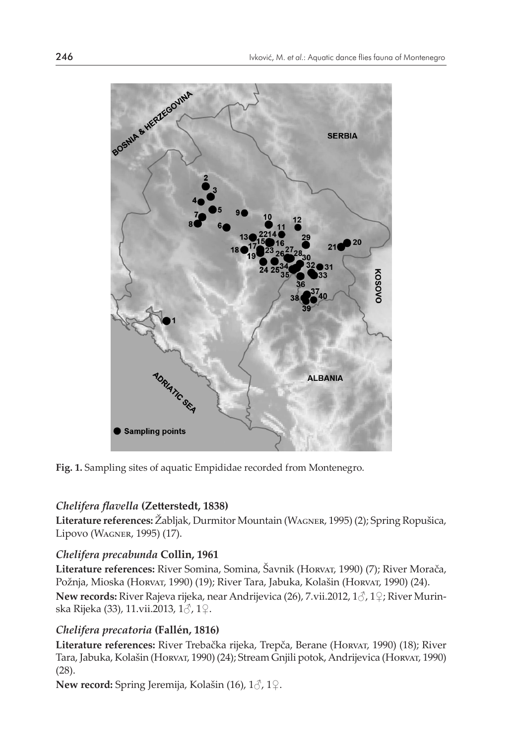**Fig. 1.** Sampling sites of aquatic Empididae recorded from Montenegro.

### *Chelifera flavella* (Zetterstedt, 1838)

**Literature references:** Žabljak, Durmitor Mountain (Wagner, 1995) (2); Spring Ropušica, Lipovo (Wagner, 1995) (17).

### *Chelifera precabunda* Collin, 1961

**Literature references:** River Somina, Somina, Šavnik (Horvat, 1990) (7); River Morača, Požnja, Mioska (Horvat, 1990) (19); River Tara, Jabuka, Kolašin (Horvat, 1990) (24).

**New records:** River Rajeva rijeka, near Andrijevica (26), 7.vii.2012, 1♂, 1♀; River Murinska Rijeka (33), 11.vii.2013, 1♂, 1♀.

### *Chelifera precatoria* (Fallén, 1816)

**Literature references:** River Trebačka rijeka, Trepča, Berane (Horvat, 1990) (18); River Tara, Jabuka, Kolašin (Horvat, 1990) (24); Stream Gnjili potok, Andrijevica (Horvat, 1990) (28).

**New record:** Spring Jeremija, Kolašin (16), 1♂, 1♀.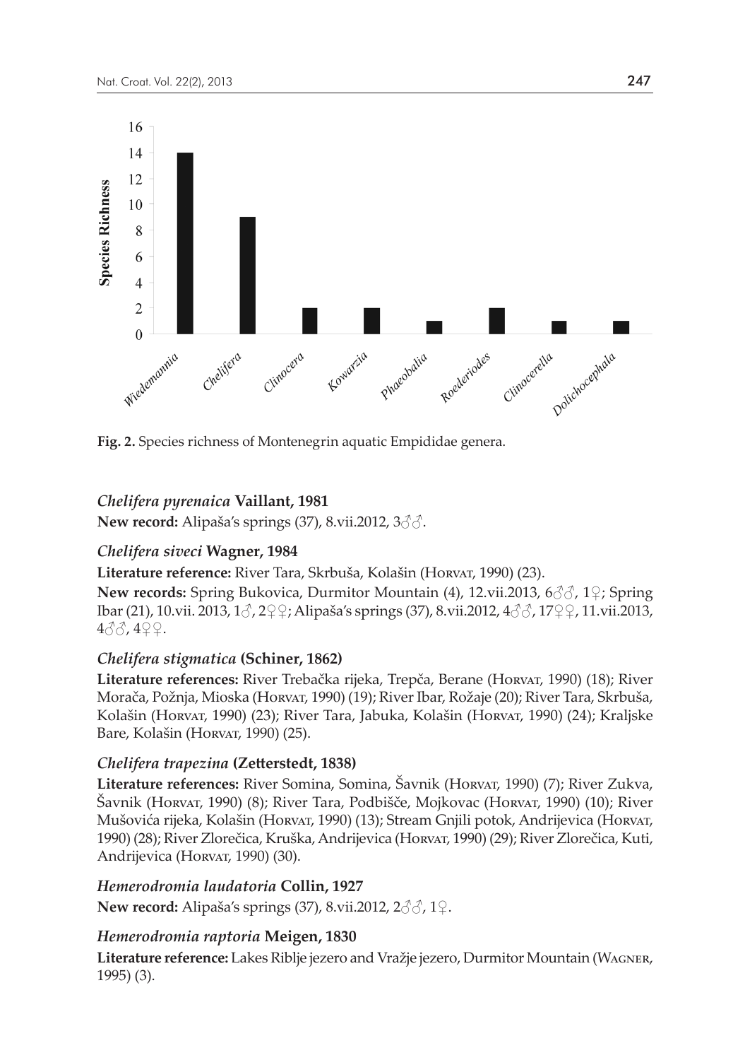**Fig. 2.** Species richness of Montenegrin aquatic Empididae genera.

### *Chelifera pyrenaica* Vaillant, 1981

**New record:** Alipaša's springs (37), 8.vii.2012, 3♂♂.

### *Chelifera siveci* Wagner, 1984

**Literature reference:** River Tara, Skrbuša, Kolašin (Horvat, 1990) (23).

**New records:** Spring Bukovica, Durmitor Mountain (4), 12.vii.2013, 6♂♂, 1♀; Spring Ibar (21), 10.vii. 2013, 1♂, 2♀♀; Alipaša's springs (37), 8.vii.2012, 4♂♂, 17♀♀, 11.vii.2013, 4♂♂, 4♀♀.

### *Chelifera stigmatica* (Schiner, 1862)

**Literature references:** River Trebačka rijeka, Trepča, Berane (Horvat, 1990) (18); River Morača, Požnja, Mioska (Horvat, 1990) (19); River Ibar, Rožaje (20); River Tara, Skrbuša, Kolašin (Horvat, 1990) (23); River Tara, Jabuka, Kolašin (Horvat, 1990) (24); Kraljske Bare, Kolašin (Horvat, 1990) (25).

### *Chelifera trapezina* (Zetterstedt, 1838)

**Literature references:** River Somina, Somina, Šavnik (Horvat, 1990) (7); River Zukva, Šavnik (Horvat, 1990) (8); River Tara, Podbišče, Mojkovac (Horvat, 1990) (10); River Mušovića rijeka, Kolašin (Horvat, 1990) (13); Stream Gnjili potok, Andrijevica (Horvat, 1990) (28); River Zlorečica, Kruška, Andrijevica (Horvat, 1990) (29); River Zlorečica, Kuti, Andrijevica (Horvat, 1990) (30).

### *Hemerodromia laudatoria* Collin, 1927

**New record:** Alipaša's springs (37), 8.vii.2012, 2♂♂, 1♀.

### *Hemerodromia raptoria* Meigen, 1830

**Literature reference:** Lakes Riblje jezero and Vražje jezero, Durmitor Mountain (Wagner, 1995) (3).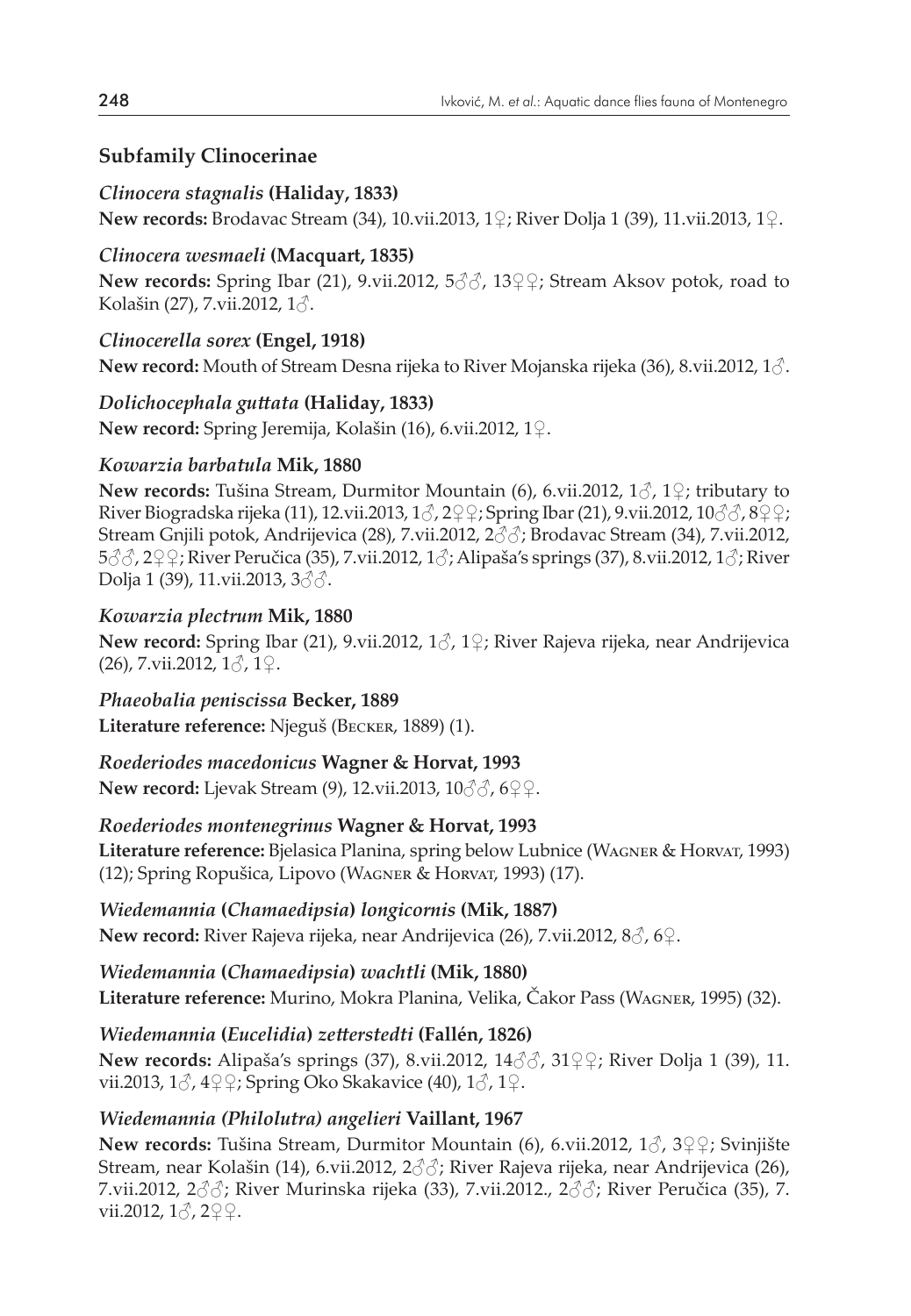### Subfamily Clinocerinae

***Clinocera stagnalis* (Haliday, 1833)**
**New records:** Brodavac Stream (34), 10.vii.2013, 1♀; River Dolja 1 (39), 11.vii.2013, 1♀.

***Clinocera wesmaeli* (Macquart, 1835)**
**New records:** Spring Ibar (21), 9.vii.2012, 5♂♂, 13♀♀; Stream Aksov potok, road to Kolašin (27), 7.vii.2012, 1♂.

***Clinocerella sorex* (Engel, 1918)**
**New record:** Mouth of Stream Desna rijeka to River Mojanska rijeka (36), 8.vii.2012, 1♂.

***Dolichocephala guttata* (Haliday, 1833)**
**New record:** Spring Jeremija, Kolašin (16), 6.vii.2012, 1♀.

***Kowarzia barbatula* Mik, 1880**
**New records:** Tušina Stream, Durmitor Mountain (6), 6.vii.2012, 1♂, 1♀; tributary to River Biogradska rijeka (11), 12.vii.2013, 1♂, 2♀♀; Spring Ibar (21), 9.vii.2012, 10♂♂, 8♀♀; Stream Gnjili potok, Andrijevica (28), 7.vii.2012, 2♂♂; Brodavac Stream (34), 7.vii.2012, 5♂♂, 2♀♀; River Peručica (35), 7.vii.2012, 1♂; Alipaša's springs (37), 8.vii.2012, 1♂; River Dolja 1 (39), 11.vii.2013, 3♂♂.

***Kowarzia plectrum* Mik, 1880**
**New record:** Spring Ibar (21), 9.vii.2012, 1♂, 1♀; River Rajeva rijeka, near Andrijevica (26), 7.vii.2012, 1♂, 1♀.

***Phaeobalia peniscissa* Becker, 1889**
**Literature reference:** Njeguš (Becker, 1889) (1).

***Roederiodes macedonicus* Wagner & Horvat, 1993**
**New record:** Ljevak Stream (9), 12.vii.2013, 10♂♂, 6♀♀.

***Roederiodes montenegrinus* Wagner & Horvat, 1993**
**Literature reference:** Bjelasica Planina, spring below Lubnice (Wagner & Horvat, 1993) (12); Spring Ropušica, Lipovo (Wagner & Horvat, 1993) (17).

***Wiedemannia* (*Chamaedipsia*) *longicornis* (Mik, 1887)**
**New record:** River Rajeva rijeka, near Andrijevica (26), 7.vii.2012, 8♂, 6♀.

***Wiedemannia* (*Chamaedipsia*) *wachtli* (Mik, 1880)**
**Literature reference:** Murino, Mokra Planina, Velika, Čakor Pass (Wagner, 1995) (32).

***Wiedemannia* (*Eucelidia*) *zetterstedti* (Fallén, 1826)**
**New records:** Alipaša's springs (37), 8.vii.2012, 14♂♂, 31♀♀; River Dolja 1 (39), 11. vii.2013, 1♂, 4♀♀; Spring Oko Skakavice (40), 1♂, 1♀.

***Wiedemannia (Philolutra) angelieri* Vaillant, 1967**
**New records:** Tušina Stream, Durmitor Mountain (6), 6.vii.2012, 1♂, 3♀♀; Svinjište Stream, near Kolašin (14), 6.vii.2012, 2♂♂; River Rajeva rijeka, near Andrijevica (26), 7.vii.2012, 2♂♂; River Murinska rijeka (33), 7.vii.2012., 2♂♂; River Peručica (35), 7. vii.2012, 1♂, 2♀♀.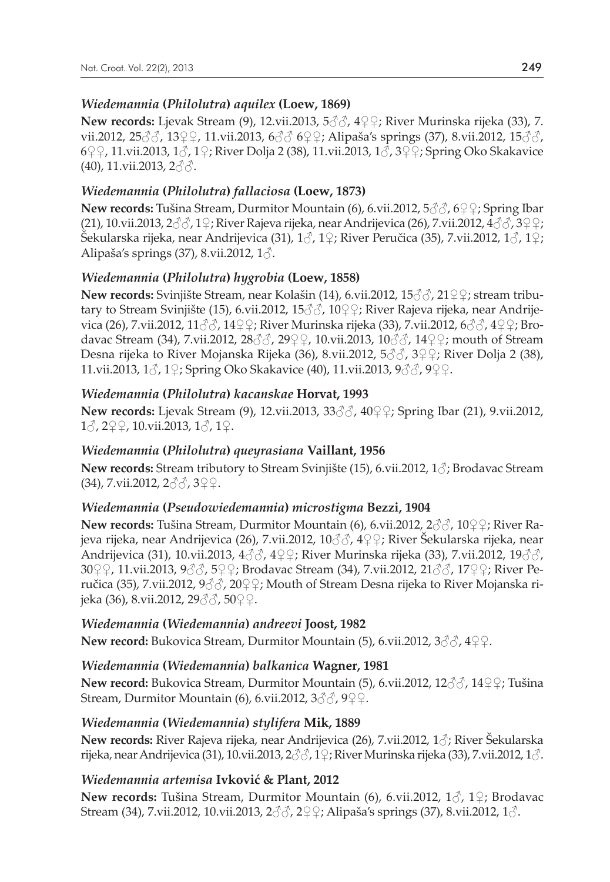### *Wiedemannia* (*Philolutra*) *aquilex* (Loew, 1869)

**New records:** Ljevak Stream (9), 12.vii.2013, 5♂♂, 4♀♀; River Murinska rijeka (33), 7.vii.2012, 25♂♂, 13♀♀, 11.vii.2013, 6♂♂ 6♀♀; Alipaša's springs (37), 8.vii.2012, 15♂♂, 6♀♀, 11.vii.2013, 1♂, 1♀; River Dolja 2 (38), 11.vii.2013, 1♂, 3♀♀; Spring Oko Skakavice (40), 11.vii.2013, 2♂♂.

### *Wiedemannia* (*Philolutra*) *fallaciosa* (Loew, 1873)

**New records:** Tušina Stream, Durmitor Mountain (6), 6.vii.2012, 5♂♂, 6♀♀; Spring Ibar (21), 10.vii.2013, 2♂♂, 1♀; River Rajeva rijeka, near Andrijevica (26), 7.vii.2012, 4♂♂, 3♀♀; Šekularska rijeka, near Andrijevica (31), 1♂, 1♀; River Peručica (35), 7.vii.2012, 1♂, 1♀; Alipaša's springs (37), 8.vii.2012, 1♂.

### *Wiedemannia* (*Philolutra*) *hygrobia* (Loew, 1858)

**New records:** Svinjište Stream, near Kolašin (14), 6.vii.2012, 15♂♂, 21♀♀; stream tributary to Stream Svinjište (15), 6.vii.2012, 15♂♂, 10♀♀; River Rajeva rijeka, near Andrijevica (26), 7.vii.2012, 11♂♂, 14♀♀; River Murinska rijeka (33), 7.vii.2012, 6♂♂, 4♀♀; Brodavac Stream (34), 7.vii.2012, 28♂♂, 29♀♀, 10.vii.2013, 10♂♂, 14♀♀; mouth of Stream Desna rijeka to River Mojanska Rijeka (36), 8.vii.2012, 5♂♂, 3♀♀; River Dolja 2 (38), 11.vii.2013, 1♂, 1♀; Spring Oko Skakavice (40), 11.vii.2013, 9♂♂, 9♀♀.

### *Wiedemannia* (*Philolutra*) *kacanskae* Horvat, 1993

**New records:** Ljevak Stream (9), 12.vii.2013, 33♂♂, 40♀♀; Spring Ibar (21), 9.vii.2012, 1♂, 2♀♀, 10.vii.2013, 1♂, 1♀.

### *Wiedemannia* (*Philolutra*) *queyrasiana* Vaillant, 1956

**New records:** Stream tributory to Stream Svinjište (15), 6.vii.2012, 1♂; Brodavac Stream (34), 7.vii.2012, 2♂♂, 3♀♀.

### *Wiedemannia* (*Pseudowiedemannia*) *microstigma* Bezzi, 1904

**New records:** Tušina Stream, Durmitor Mountain (6), 6.vii.2012, 2♂♂, 10♀♀; River Rajeva rijeka, near Andrijevica (26), 7.vii.2012, 10♂♂, 4♀♀; River Šekularska rijeka, near Andrijevica (31), 10.vii.2013, 4♂♂, 4♀♀; River Murinska rijeka (33), 7.vii.2012, 19♂♂, 30♀♀, 11.vii.2013, 9♂♂, 5♀♀; Brodavac Stream (34), 7.vii.2012, 21♂♂, 17♀♀; River Peručica (35), 7.vii.2012, 9♂♂, 20♀♀; Mouth of Stream Desna rijeka to River Mojanska rijeka (36), 8.vii.2012, 29♂♂, 50♀♀.

### *Wiedemannia* (*Wiedemannia*) *andreevi* Joost, 1982

**New record:** Bukovica Stream, Durmitor Mountain (5), 6.vii.2012, 3♂♂, 4♀♀.

### *Wiedemannia* (*Wiedemannia*) *balkanica* Wagner, 1981

**New record:** Bukovica Stream, Durmitor Mountain (5), 6.vii.2012, 12♂♂, 14♀♀; Tušina Stream, Durmitor Mountain (6), 6.vii.2012, 3♂♂, 9♀♀.

### *Wiedemannia* (*Wiedemannia*) *stylifera* Mik, 1889

**New records:** River Rajeva rijeka, near Andrijevica (26), 7.vii.2012, 1♂; River Šekularska rijeka, near Andrijevica (31), 10.vii.2013, 2♂♂, 1♀; River Murinska rijeka (33), 7.vii.2012, 1♂.

### *Wiedemannia artemisa* Ivković & Plant, 2012

**New records:** Tušina Stream, Durmitor Mountain (6), 6.vii.2012, 1♂, 1♀; Brodavac Stream (34), 7.vii.2012, 10.vii.2013, 2♂♂, 2♀♀; Alipaša's springs (37), 8.vii.2012, 1♂.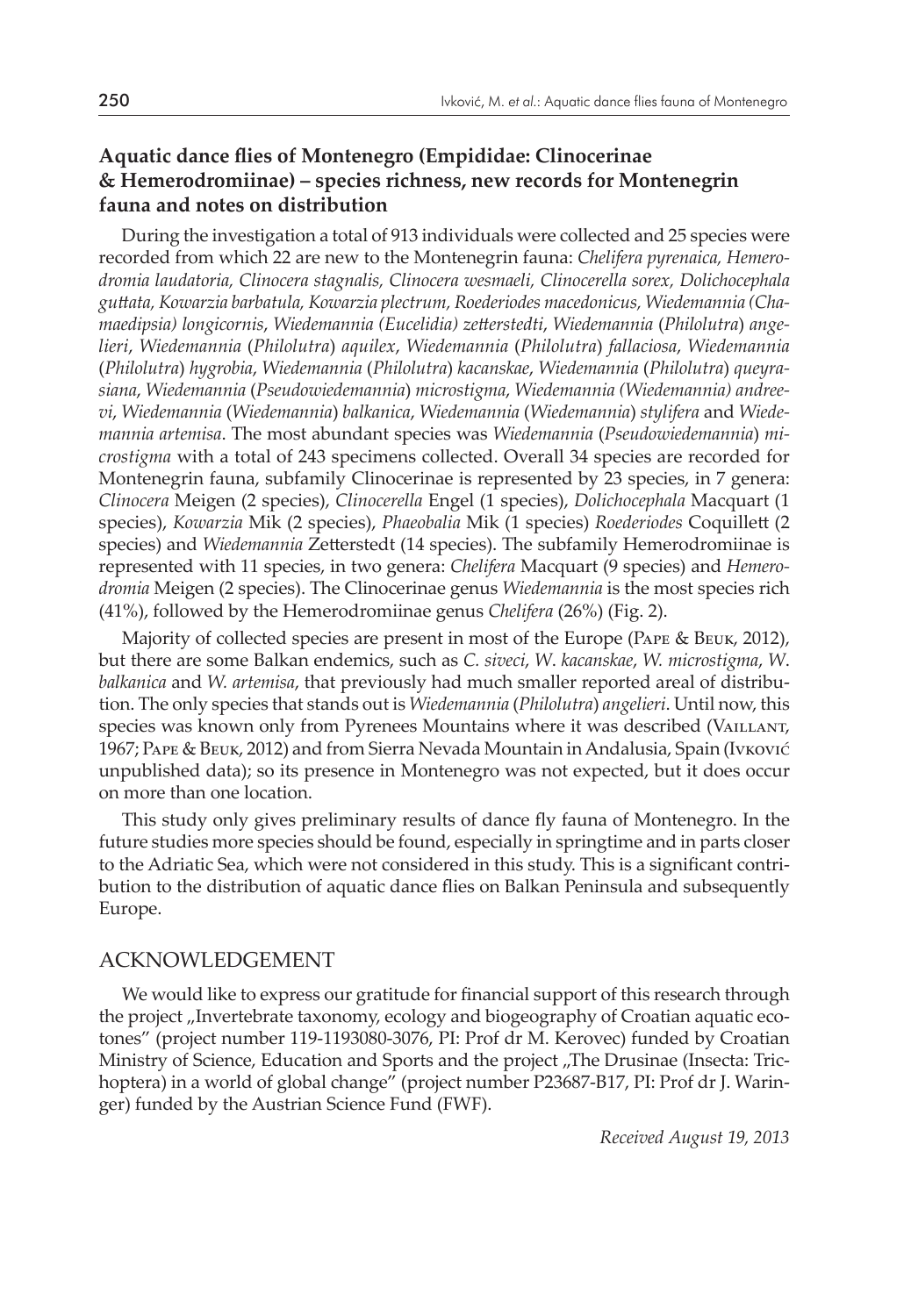## Aquatic dance flies of Montenegro (Empididae: Clinocerinae & Hemerodromiinae) – species richness, new records for Montenegrin fauna and notes on distribution

During the investigation a total of 913 individuals were collected and 25 species were recorded from which 22 are new to the Montenegrin fauna: *Chelifera pyrenaica, Hemerodromia laudatoria, Clinocera stagnalis, Clinocera wesmaeli, Clinocerella sorex, Dolichocephala guttata, Kowarzia barbatula, Kowarzia plectrum, Roederiodes macedonicus, Wiedemannia (Chamaedipsia) longicornis*, *Wiedemannia (Eucelidia) zetterstedti*, *Wiedemannia* (*Philolutra*) *angelieri*, *Wiedemannia* (*Philolutra*) *aquilex*, *Wiedemannia* (*Philolutra*) *fallaciosa*, *Wiedemannia* (*Philolutra*) *hygrobia*, *Wiedemannia* (*Philolutra*) *kacanskae*, *Wiedemannia* (*Philolutra*) *queyrasiana*, *Wiedemannia* (*Pseudowiedemannia*) *microstigma*, *Wiedemannia (Wiedemannia) andreevi*, *Wiedemannia* (*Wiedemannia*) *balkanica*, *Wiedemannia* (*Wiedemannia*) *stylifera* and *Wiedemannia artemisa*. The most abundant species was *Wiedemannia* (*Pseudowiedemannia*) *microstigma* with a total of 243 specimens collected. Overall 34 species are recorded for Montenegrin fauna, subfamily Clinocerinae is represented by 23 species, in 7 genera: *Clinocera* Meigen (2 species), *Clinocerella* Engel (1 species), *Dolichocephala* Macquart (1 species), *Kowarzia* Mik (2 species), *Phaeobalia* Mik (1 species) *Roederiodes* Coquillett (2 species) and *Wiedemannia* Zetterstedt (14 species). The subfamily Hemerodromiinae is represented with 11 species, in two genera: *Chelifera* Macquart (9 species) and *Hemerodromia* Meigen (2 species). The Clinocerinae genus *Wiedemannia* is the most species rich (41%), followed by the Hemerodromiinae genus *Chelifera* (26%) (Fig. 2).

Majority of collected species are present in most of the Europe (Pape & Beuk, 2012), but there are some Balkan endemics, such as *C. siveci*, *W. kacanskae*, *W. microstigma*, *W. balkanica* and *W. artemisa*, that previously had much smaller reported areal of distribution. The only species that stands out is *Wiedemannia* (*Philolutra*) *angelieri*. Until now, this species was known only from Pyrenees Mountains where it was described (Vaillant, 1967; Pape & Beuk, 2012) and from Sierra Nevada Mountain in Andalusia, Spain (Ivković unpublished data); so its presence in Montenegro was not expected, but it does occur on more than one location.

This study only gives preliminary results of dance fly fauna of Montenegro. In the future studies more species should be found, especially in springtime and in parts closer to the Adriatic Sea, which were not considered in this study. This is a significant contribution to the distribution of aquatic dance flies on Balkan Peninsula and subsequently Europe.

## ACKNOWLEDGEMENT

We would like to express our gratitude for financial support of this research through the project „Invertebrate taxonomy, ecology and biogeography of Croatian aquatic ecotones" (project number 119-1193080-3076, PI: Prof dr M. Kerovec) funded by Croatian Ministry of Science, Education and Sports and the project „The Drusinae (Insecta: Trichoptera) in a world of global change" (project number P23687-B17, PI: Prof dr J. Waringer) funded by the Austrian Science Fund (FWF).

*Received August 19, 2013*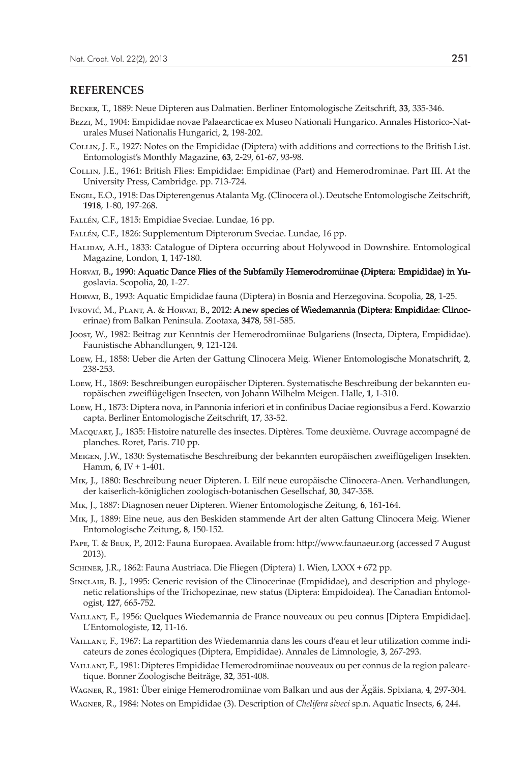## REFERENCES

Becker, T., 1889: Neue Dipteren aus Dalmatien. Berliner Entomologische Zeitschrift, **33**, 335-346.

Bezzi, M., 1904: Empididae novae Palaearcticae ex Museo Nationali Hungarico. Annales Historico-Naturales Musei Nationalis Hungarici, **2**, 198-202.

Collin, J. E., 1927: Notes on the Empididae (Diptera) with additions and corrections to the British List. Entomologist's Monthly Magazine, **63**, 2-29, 61-67, 93-98.

Collin, J.E., 1961: British Flies: Empididae: Empidinae (Part) and Hemerodrominae. Part III. At the University Press, Cambridge. pp. 713-724.

Engel, E.O., 1918: Das Dipterengenus Atalanta Mg. (Clinocera ol.). Deutsche Entomologische Zeitschrift, **1918**, 1-80, 197-268.

Fallén, C.F., 1815: Empidiae Sveciae. Lundae, 16 pp.

Fallén, C.F., 1826: Supplementum Dipterorum Sveciae. Lundae, 16 pp.

Haliday, A.H., 1833: Catalogue of Diptera occurring about Holywood in Downshire. Entomological Magazine, London, **1**, 147-180.

Horvat, B., 1990: Aquatic Dance Flies of the Subfamily Hemerodromiinae (Diptera: Empididae) in Yugoslavia. Scopolia, **20**, 1-27.

Horvat, B., 1993: Aquatic Empididae fauna (Diptera) in Bosnia and Herzegovina. Scopolia, **28**, 1-25.

Ivković, M., Plant, A. & Horvat, B., 2012: A new species of Wiedemannia (Diptera: Empididae: Clinocerinae) from Balkan Peninsula. Zootaxa, **3478**, 581-585.

Joost, W., 1982: Beitrag zur Kenntnis der Hemerodromiinae Bulgariens (Insecta, Diptera, Empididae). Faunistische Abhandlungen, **9**, 121-124.

Loew, H., 1858: Ueber die Arten der Gattung Clinocera Meig. Wiener Entomologische Monatschrift, **2**, 238-253.

Loew, H., 1869: Beschreibungen europäischer Dipteren. Systematische Beschreibung der bekannten europäischen zweiflügeligen Insecten, von Johann Wilhelm Meigen. Halle, **1**, 1-310.

Loew, H., 1873: Diptera nova, in Pannonia inferiori et in confinibus Daciae regionsibus a Ferd. Kowarzio capta. Berliner Entomologische Zeitschrift, **17**, 33-52.

Macquart, J., 1835: Histoire naturelle des insectes. Diptères. Tome deuxième. Ouvrage accompagné de planches. Roret, Paris. 710 pp.

Meigen, J.W., 1830: Systematische Beschreibung der bekannten europäischen zweiflügeligen Insekten. Hamm, **6**, IV + 1-401.

Mik, J., 1880: Beschreibung neuer Dipteren. I. Eilf neue europäische Clinocera-Anen. Verhandlungen, der kaiserlich-königlichen zoologisch-botanischen Gesellschaf, **30**, 347-358.

Mik, J., 1887: Diagnosen neuer Dipteren. Wiener Entomologische Zeitung, **6**, 161-164.

Mik, J., 1889: Eine neue, aus den Beskiden stammende Art der alten Gattung Clinocera Meig. Wiener Entomologische Zeitung, **8**, 150-152.

Pape, T. & Beuk, P., 2012: Fauna Europaea. Available from: http://www.faunaeur.org (accessed 7 August 2013).

Schiner, J.R., 1862: Fauna Austriaca. Die Fliegen (Diptera) 1. Wien, LXXX + 672 pp.

Sinclair, B. J., 1995: Generic revision of the Clinocerinae (Empididae), and description and phylogenetic relationships of the Trichopezinae, new status (Diptera: Empidoidea). The Canadian Entomologist, **127**, 665-752.

Vaillant, F., 1956: Quelques Wiedemannia de France nouveaux ou peu connus [Diptera Empididae]. L'Entomologiste, **12**, 11-16.

Vaillant, F., 1967: La repartition des Wiedemannia dans les cours d'eau et leur utilization comme indicateurs de zones écologiques (Diptera, Empididae). Annales de Limnologie, **3**, 267-293.

Vaillant, F., 1981: Dipteres Empididae Hemerodromiinae nouveaux ou per connus de la region palearctique. Bonner Zoologische Beiträge, **32**, 351-408.

Wagner, R., 1981: Über einige Hemerodromiinae vom Balkan und aus der Ägäis. Spixiana, **4**, 297-304.

Wagner, R., 1984: Notes on Empididae (3). Description of *Chelifera siveci* sp.n. Aquatic Insects, **6**, 244.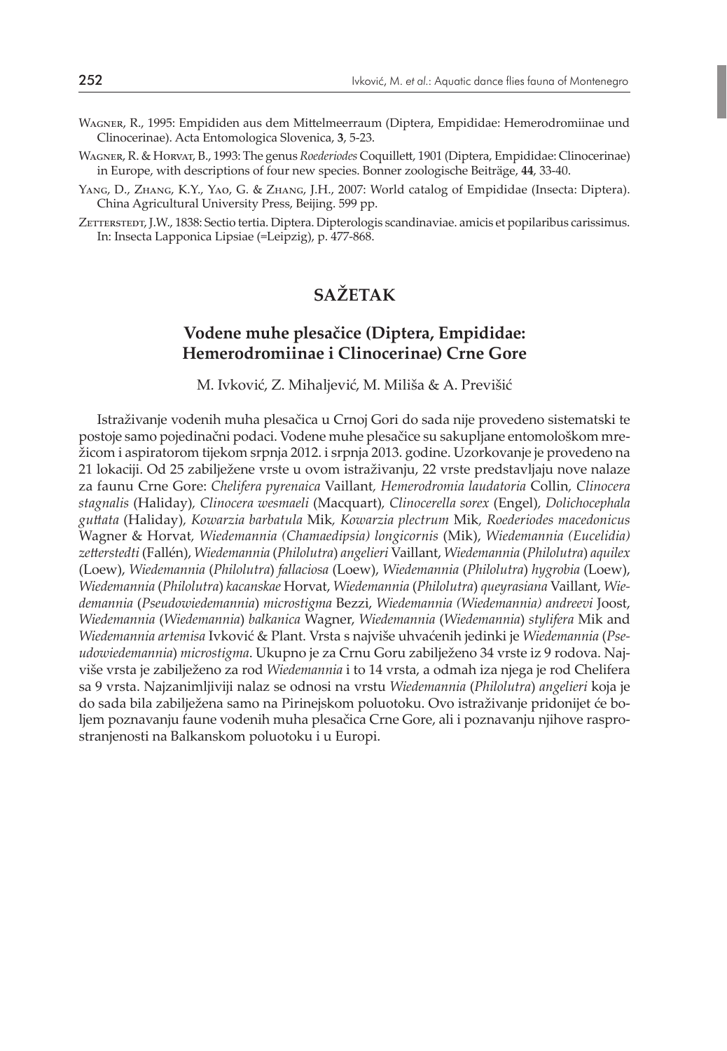Wagner, R., 1995: Empididen aus dem Mittelmeerraum (Diptera, Empididae: Hemerodromiinae und Clinocerinae). Acta Entomologica Slovenica, **3**, 5-23.

Wagner, R. & Horvat, B., 1993: The genus *Roederiodes* Coquillett, 1901 (Diptera, Empididae: Clinocerinae) in Europe, with descriptions of four new species. Bonner zoologische Beiträge, **44**, 33-40.

Yang, D., Zhang, K.Y., Yao, G. & Zhang, J.H., 2007: World catalog of Empididae (Insecta: Diptera). China Agricultural University Press, Beijing. 599 pp.

Zetterstedt, J.W., 1838: Sectio tertia. Diptera. Dipterologis scandinaviae. amicis et popilaribus carissimus. In: Insecta Lapponica Lipsiae (=Leipzig), p. 477-868.

## SAŽETAK

### Vodene muhe plesačice (Diptera, Empididae: Hemerodromiinae i Clinocerinae) Crne Gore

M. Ivković, Z. Mihaljević, M. Miliša & A. Previšić

Istraživanje vodenih muha plesačica u Crnoj Gori do sada nije provedeno sistematski te postoje samo pojedinačni podaci. Vodene muhe plesačice su sakupljane entomološkom mrežicom i aspiratorom tijekom srpnja 2012. i srpnja 2013. godine. Uzorkovanje je provedeno na 21 lokaciji. Od 25 zabilježene vrste u ovom istraživanju, 22 vrste predstavljaju nove nalaze za faunu Crne Gore: *Chelifera pyrenaica* Vaillant, *Hemerodromia laudatoria* Collin, *Clinocera stagnalis* (Haliday), *Clinocera wesmaeli* (Macquart), *Clinocerella sorex* (Engel), *Dolichocephala guttata* (Haliday), *Kowarzia barbatula* Mik, *Kowarzia plectrum* Mik, *Roederiodes macedonicus* Wagner & Horvat, *Wiedemannia (Chamaedipsia) longicornis* (Mik), *Wiedemannia (Eucelidia) zetterstedti* (Fallén), *Wiedemannia* (*Philolutra*) *angelieri* Vaillant, *Wiedemannia* (*Philolutra*) *aquilex* (Loew), *Wiedemannia* (*Philolutra*) *fallaciosa* (Loew), *Wiedemannia* (*Philolutra*) *hygrobia* (Loew), *Wiedemannia* (*Philolutra*) *kacanskae* Horvat, *Wiedemannia* (*Philolutra*) *queyrasiana* Vaillant, *Wiedemannia* (*Pseudowiedemannia*) *microstigma* Bezzi, *Wiedemannia (Wiedemannia) andreevi* Joost, *Wiedemannia* (*Wiedemannia*) *balkanica* Wagner, *Wiedemannia* (*Wiedemannia*) *stylifera* Mik and *Wiedemannia artemisa* Ivković & Plant. Vrsta s najviše uhvaćenih jedinki je *Wiedemannia* (*Pseudowiedemannia*) *microstigma*. Ukupno je za Crnu Goru zabilježeno 34 vrste iz 9 rodova. Najviše vrsta je zabilježeno za rod *Wiedemannia* i to 14 vrsta, a odmah iza njega je rod Chelifera sa 9 vrsta. Najzanimljiviji nalaz se odnosi na vrstu *Wiedemannia* (*Philolutra*) *angelieri* koja je do sada bila zabilježena samo na Pirinejskom poluotoku. Ovo istraživanje pridonijet će boljem poznavanju faune vodenih muha plesačica Crne Gore, ali i poznavanju njihove rasprostranjenosti na Balkanskom poluotoku i u Europi.